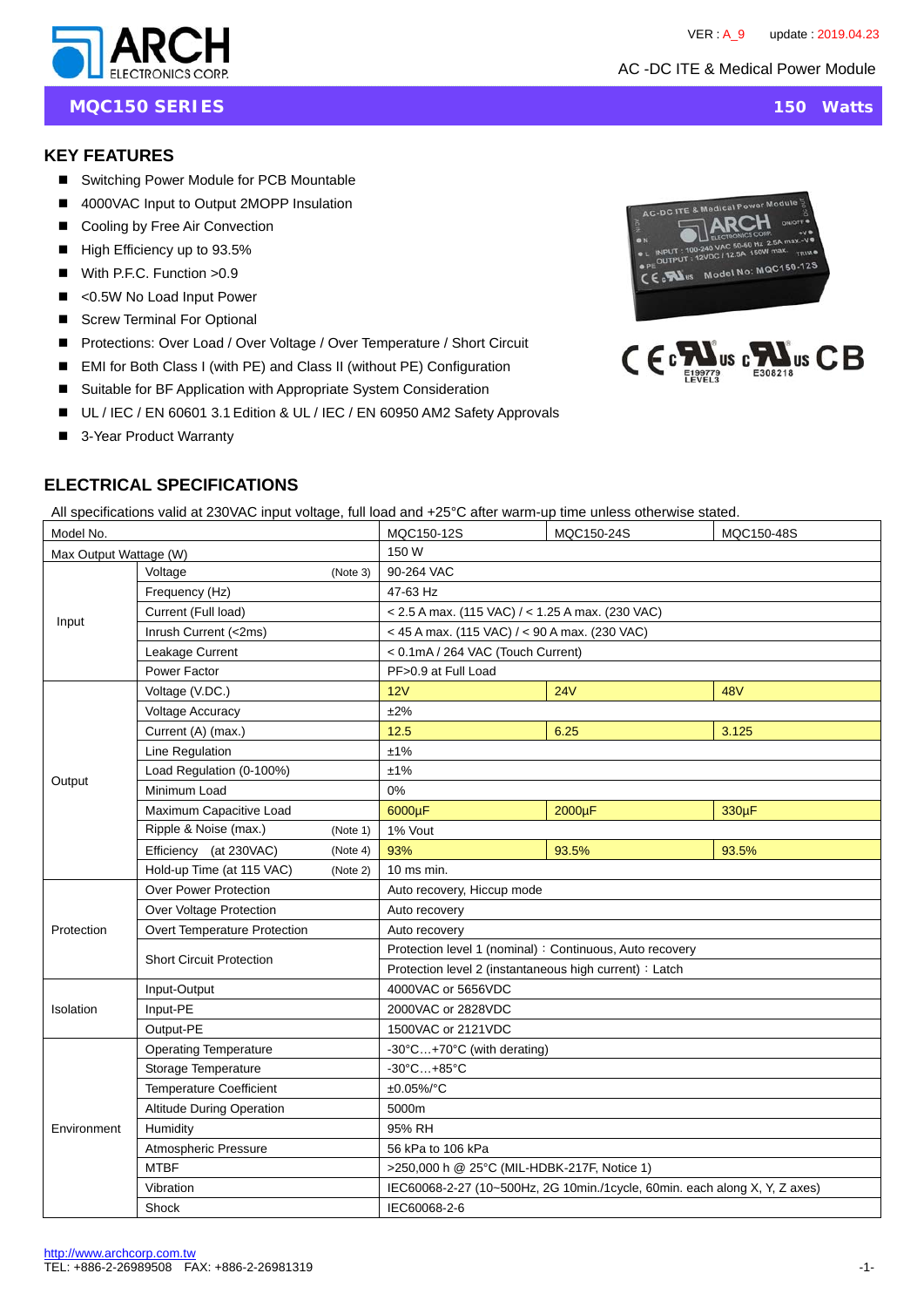VER : A_9 update : 2019.04.23

AC -DC ITE & Medical Power Module

# MQC150 SERIES — 150 Watts

## KEY FEATURES

- Switching Power Module for PCB Mountable
- 4000VAC Input to Output 2MOPP Insulation
- Cooling by Free Air Convection
- High Efficiency up to 93.5%
- With P.F.C. Function >0.9
- <0.5W No Load Input Power
- Screw Terminal For Optional
- Protections: Over Load / Over Voltage / Over Temperature / Short Circuit
- EMI for Both Class I (with PE) and Class II (without PE) Configuration
- Suitable for BF Application with Appropriate System Consideration
- UL / IEC / EN 60601 3.1 Edition & UL / IEC / EN 60950 AM2 Safety Approvals
- 3-Year Product Warranty

E199779 LEVEL3 E308218

## ELECTRICAL SPECIFICATIONS

All specifications valid at 230VAC input voltage, full load and +25°C after warm-up time unless otherwise stated.

| Model No. | | MQC150-12S | MQC150-24S | MQC150-48S |
|---|---|---|---|---|
| Max Output Wattage (W) | | 150 W | | |
| Input | Voltage (Note 3) | 90-264 VAC | | |
| | Frequency (Hz) | 47-63 Hz | | |
| | Current (Full load) | < 2.5 A max. (115 VAC) / < 1.25 A max. (230 VAC) | | |
| | Inrush Current (<2ms) | < 45 A max. (115 VAC) / < 90 A max. (230 VAC) | | |
| | Leakage Current | < 0.1mA / 264 VAC (Touch Current) | | |
| | Power Factor | PF>0.9 at Full Load | | |
| Output | Voltage (V.DC.) | 12V | 24V | 48V |
| | Voltage Accuracy | ±2% | | |
| | Current (A) (max.) | 12.5 | 6.25 | 3.125 |
| | Line Regulation | ±1% | | |
| | Load Regulation (0-100%) | ±1% | | |
| | Minimum Load | 0% | | |
| | Maximum Capacitive Load | 6000µF | 2000µF | 330µF |
| | Ripple & Noise (max.) (Note 1) | 1% Vout | | |
| | Efficiency (at 230VAC) (Note 4) | 93% | 93.5% | 93.5% |
| | Hold-up Time (at 115 VAC) (Note 2) | 10 ms min. | | |
| Protection | Over Power Protection | Auto recovery, Hiccup mode | | |
| | Over Voltage Protection | Auto recovery | | |
| | Overt Temperature Protection | Auto recovery | | |
| | Short Circuit Protection | Protection level 1 (nominal)：Continuous, Auto recovery | | |
| | | Protection level 2 (instantaneous high current)：Latch | | |
| Isolation | Input-Output | 4000VAC or 5656VDC | | |
| | Input-PE | 2000VAC or 2828VDC | | |
| | Output-PE | 1500VAC or 2121VDC | | |
| Environment | Operating Temperature | -30°C…+70°C (with derating) | | |
| | Storage Temperature | -30°C…+85°C | | |
| | Temperature Coefficient | ±0.05%/°C | | |
| | Altitude During Operation | 5000m | | |
| | Humidity | 95% RH | | |
| | Atmospheric Pressure | 56 kPa to 106 kPa | | |
| | MTBF | >250,000 h @ 25°C (MIL-HDBK-217F, Notice 1) | | |
| | Vibration | IEC60068-2-27 (10~500Hz, 2G 10min./1cycle, 60min. each along X, Y, Z axes) | | |
| | Shock | IEC60068-2-6 | | |

http://www.archcorp.com.tw
TEL: +886-2-26989508 FAX: +886-2-26981319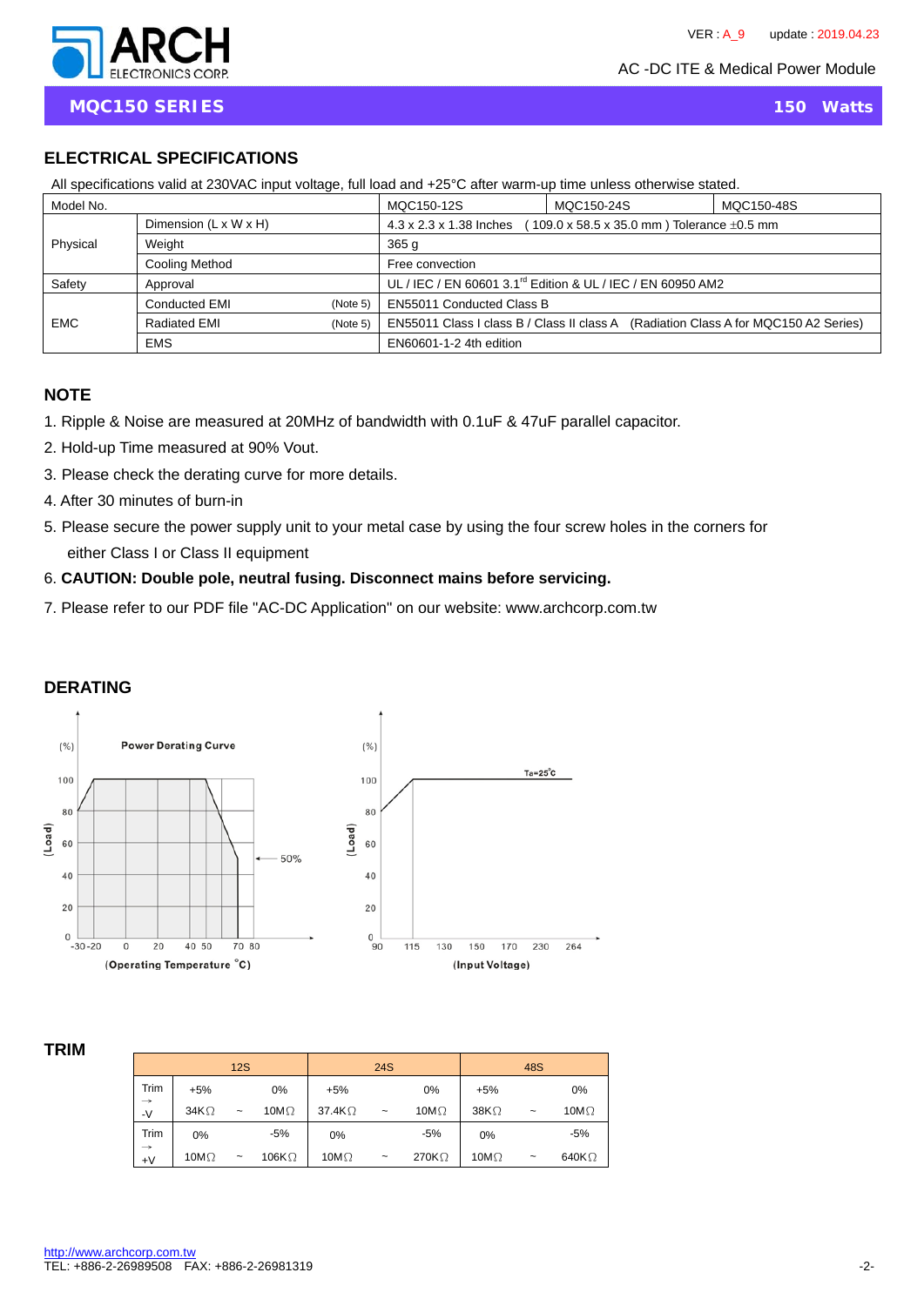## MQC150 SERIES 150 Watts

### ELECTRICAL SPECIFICATIONS

All specifications valid at 230VAC input voltage, full load and +25°C after warm-up time unless otherwise stated.

| Model No. | | MQC150-12S | MQC150-24S | MQC150-48S |
|---|---|---|---|---|
| Physical | Dimension (L x W x H) | 4.3 x 2.3 x 1.38 Inches ( 109.0 x 58.5 x 35.0 mm ) Tolerance ±0.5 mm | | |
| | Weight | 365 g | | |
| | Cooling Method | Free convection | | |
| Safety | Approval | UL / IEC / EN 60601 3.1rd Edition & UL / IEC / EN 60950 AM2 | | |
| EMC | Conducted EMI (Note 5) | EN55011 Conducted Class B | | |
| | Radiated EMI (Note 5) | EN55011 Class I class B / Class II class A (Radiation Class A for MQC150 A2 Series) | | |
| | EMS | EN60601-1-2 4th edition | | |

### NOTE

1. Ripple & Noise are measured at 20MHz of bandwidth with 0.1uF & 47uF parallel capacitor.
2. Hold-up Time measured at 90% Vout.
3. Please check the derating curve for more details.
4. After 30 minutes of burn-in
5. Please secure the power supply unit to your metal case by using the four screw holes in the corners for either Class I or Class II equipment
6. **CAUTION: Double pole, neutral fusing. Disconnect mains before servicing.**
7. Please refer to our PDF file "AC-DC Application" on our website: www.archcorp.com.tw

### DERATING

Power Derating Curve

(%) (Load) — 100, 80, 60, 40, 20, 0 — 50%

-30 -20 0 20 40 50 70 80

(Operating Temperature °C)

(%) (Load) — 100, 80, 60, 40, 20, 0 — Ta=25°C

90 115 130 150 170 230 264

(Input Voltage)

### TRIM

| | 12S | | | 24S | | | 48S | | |
|---|---|---|---|---|---|---|---|---|---|
| Trim → -V | +5% 34KΩ | ~ | 0% 10MΩ | +5% 37.4KΩ | ~ | 0% 10MΩ | +5% 38KΩ | ~ | 0% 10MΩ |
| Trim → +V | 0% 10MΩ | ~ | -5% 106KΩ | 0% 10MΩ | ~ | -5% 270KΩ | 0% 10MΩ | ~ | -5% 640KΩ |

http://www.archcorp.com.tw
TEL: +886-2-26989508 FAX: +886-2-26981319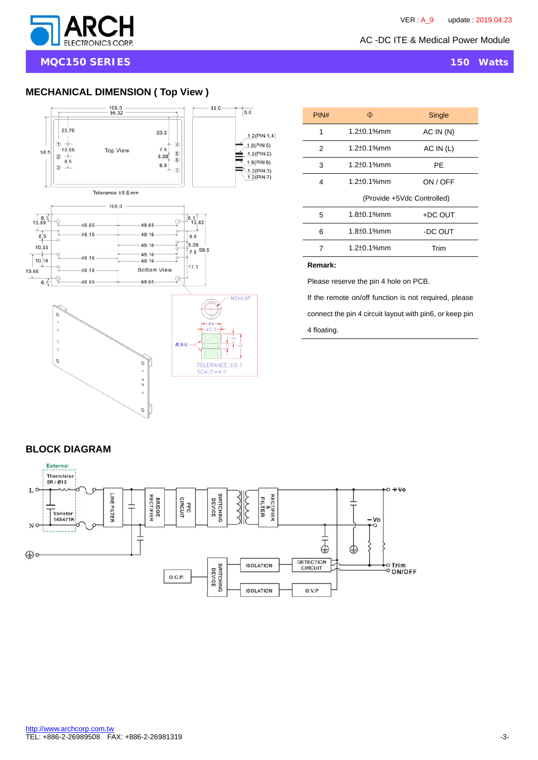## MECHANICAL DIMENSION ( Top View )

| PIN# | Φ | Single |
|---|---|---|
| 1 | 1.2±0.1%mm | AC IN (N) |
| 2 | 1.2±0.1%mm | AC IN (L) |
| 3 | 1.2±0.1%mm | PE |
| 4 | 1.2±0.1%mm | ON / OFF (Provide +5Vdc Controlled) |
| 5 | 1.8±0.1%mm | +DC OUT |
| 6 | 1.8±0.1%mm | -DC OUT |
| 7 | 1.2±0.1%mm | Trim |

**Remark:**

Please reserve the pin 4 hole on PCB.

If the remote on/off function is not required, please connect the pin 4 circuit layout with pin6, or keep pin 4 floating.

## BLOCK DIAGRAM

http://www.archcorp.com.tw
TEL: +886-2-26989508 FAX: +886-2-26981319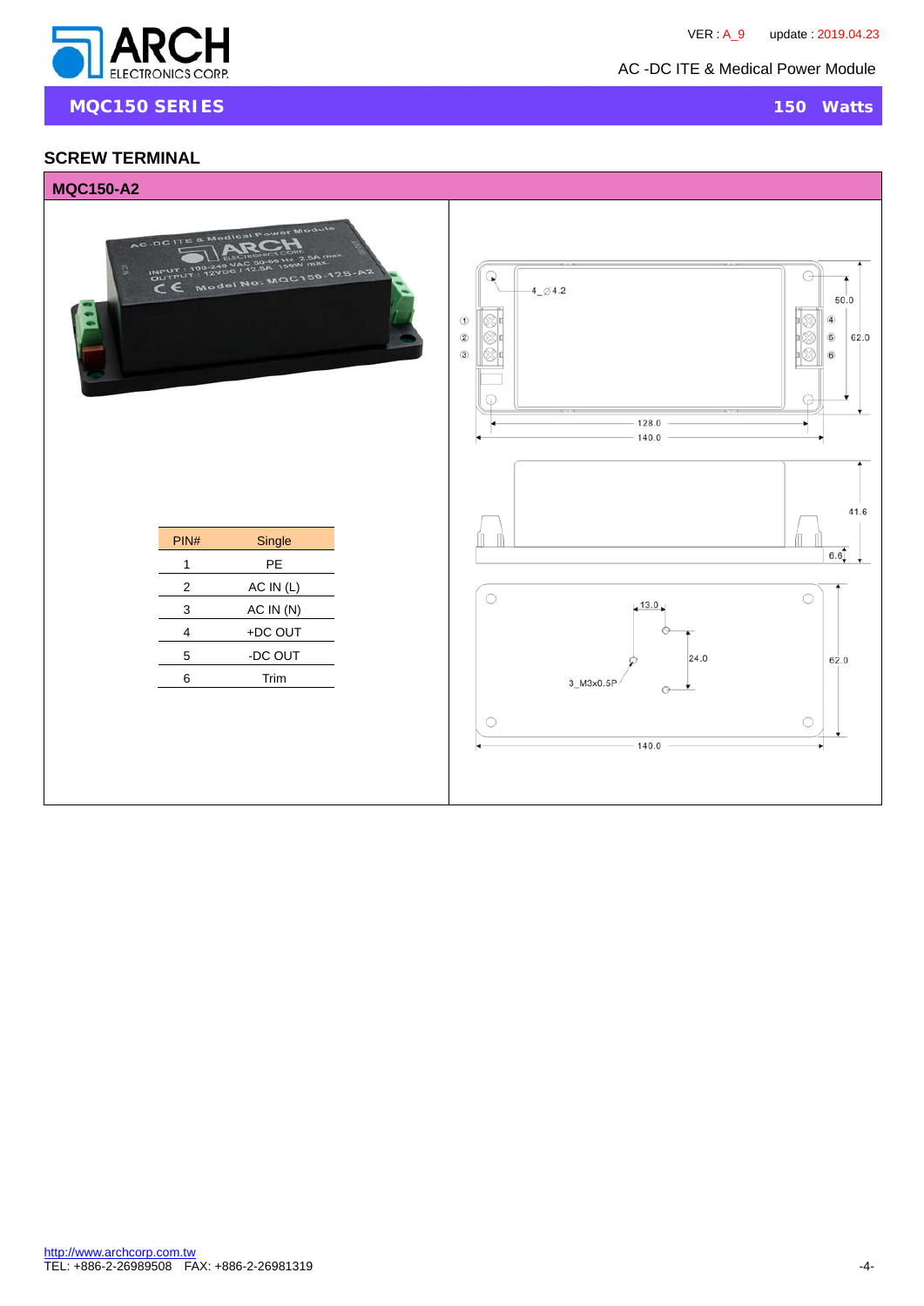## SCREW TERMINAL

### MQC150-A2

| PIN# | Single |
|---|---|
| 1 | PE |
| 2 | AC IN (L) |
| 3 | AC IN (N) |
| 4 | +DC OUT |
| 5 | -DC OUT |
| 6 | Trim |

4_∅4.2

① ② ③ ④ ⑤ ⑥

50.0

62.0

128.0

140.0

41.6

6.6

13.0

24.0

3_M3x0.5P

62.0

140.0